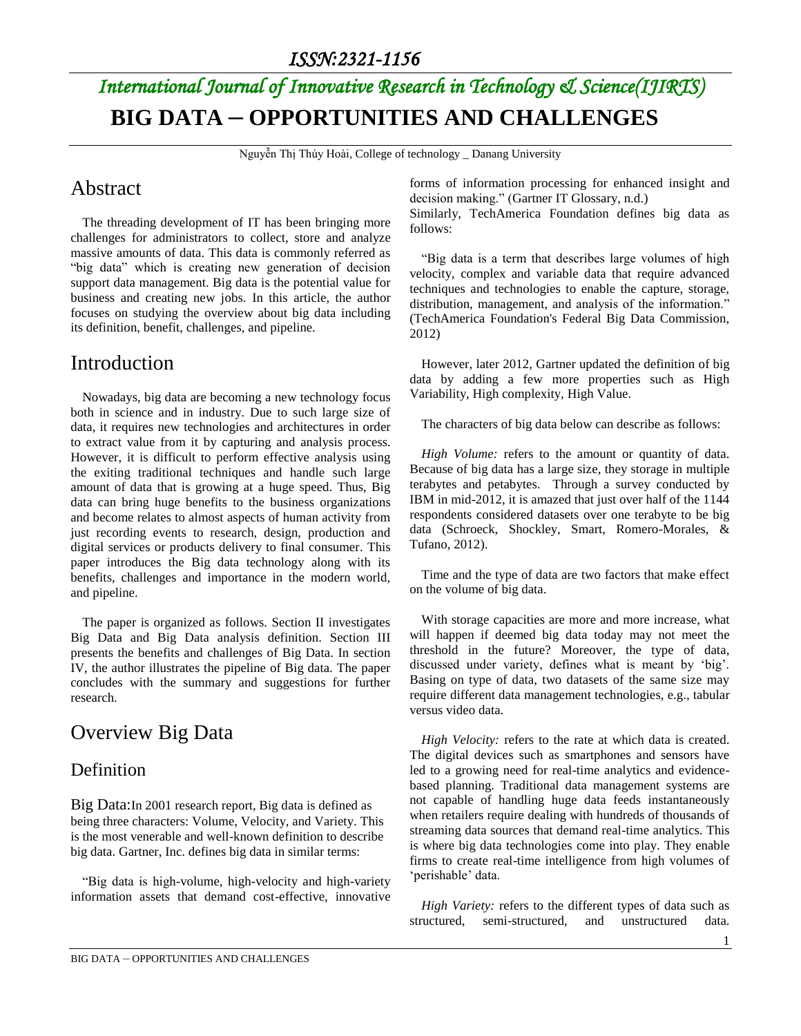*ISSN:2321-1156*

*International Journal of Innovative Research in Technology & Science(IJIRTS)*

# BIG DATA – OPPORTUNITIES AND CHALLENGES

Nguyễn Thị Thúy Hoài, College of technology _ Danang University

## Abstract

The threading development of IT has been bringing more challenges for administrators to collect, store and analyze massive amounts of data. This data is commonly referred as "big data" which is creating new generation of decision support data management. Big data is the potential value for business and creating new jobs. In this article, the author focuses on studying the overview about big data including its definition, benefit, challenges, and pipeline.

## Introduction

Nowadays, big data are becoming a new technology focus both in science and in industry. Due to such large size of data, it requires new technologies and architectures in order to extract value from it by capturing and analysis process. However, it is difficult to perform effective analysis using the exiting traditional techniques and handle such large amount of data that is growing at a huge speed. Thus, Big data can bring huge benefits to the business organizations and become relates to almost aspects of human activity from just recording events to research, design, production and digital services or products delivery to final consumer. This paper introduces the Big data technology along with its benefits, challenges and importance in the modern world, and pipeline.

The paper is organized as follows. Section II investigates Big Data and Big Data analysis definition. Section III presents the benefits and challenges of Big Data. In section IV, the author illustrates the pipeline of Big data. The paper concludes with the summary and suggestions for further research.

## Overview Big Data

### Definition

Big Data:In 2001 research report, Big data is defined as being three characters: Volume, Velocity, and Variety. This is the most venerable and well-known definition to describe big data. Gartner, Inc. defines big data in similar terms:

"Big data is high-volume, high-velocity and high-variety information assets that demand cost-effective, innovative forms of information processing for enhanced insight and decision making." (Gartner IT Glossary, n.d.)

Similarly, TechAmerica Foundation defines big data as follows:

"Big data is a term that describes large volumes of high velocity, complex and variable data that require advanced techniques and technologies to enable the capture, storage, distribution, management, and analysis of the information." (TechAmerica Foundation's Federal Big Data Commission, 2012)

However, later 2012, Gartner updated the definition of big data by adding a few more properties such as High Variability, High complexity, High Value.

The characters of big data below can describe as follows:

*High Volume:* refers to the amount or quantity of data. Because of big data has a large size, they storage in multiple terabytes and petabytes. Through a survey conducted by IBM in mid-2012, it is amazed that just over half of the 1144 respondents considered datasets over one terabyte to be big data (Schroeck, Shockley, Smart, Romero-Morales, & Tufano, 2012).

Time and the type of data are two factors that make effect on the volume of big data.

With storage capacities are more and more increase, what will happen if deemed big data today may not meet the threshold in the future? Moreover, the type of data, discussed under variety, defines what is meant by 'big'. Basing on type of data, two datasets of the same size may require different data management technologies, e.g., tabular versus video data.

*High Velocity:* refers to the rate at which data is created. The digital devices such as smartphones and sensors have led to a growing need for real-time analytics and evidence-based planning. Traditional data management systems are not capable of handling huge data feeds instantaneously when retailers require dealing with hundreds of thousands of streaming data sources that demand real-time analytics. This is where big data technologies come into play. They enable firms to create real-time intelligence from high volumes of 'perishable' data.

*High Variety:* refers to the different types of data such as structured, semi-structured, and unstructured data.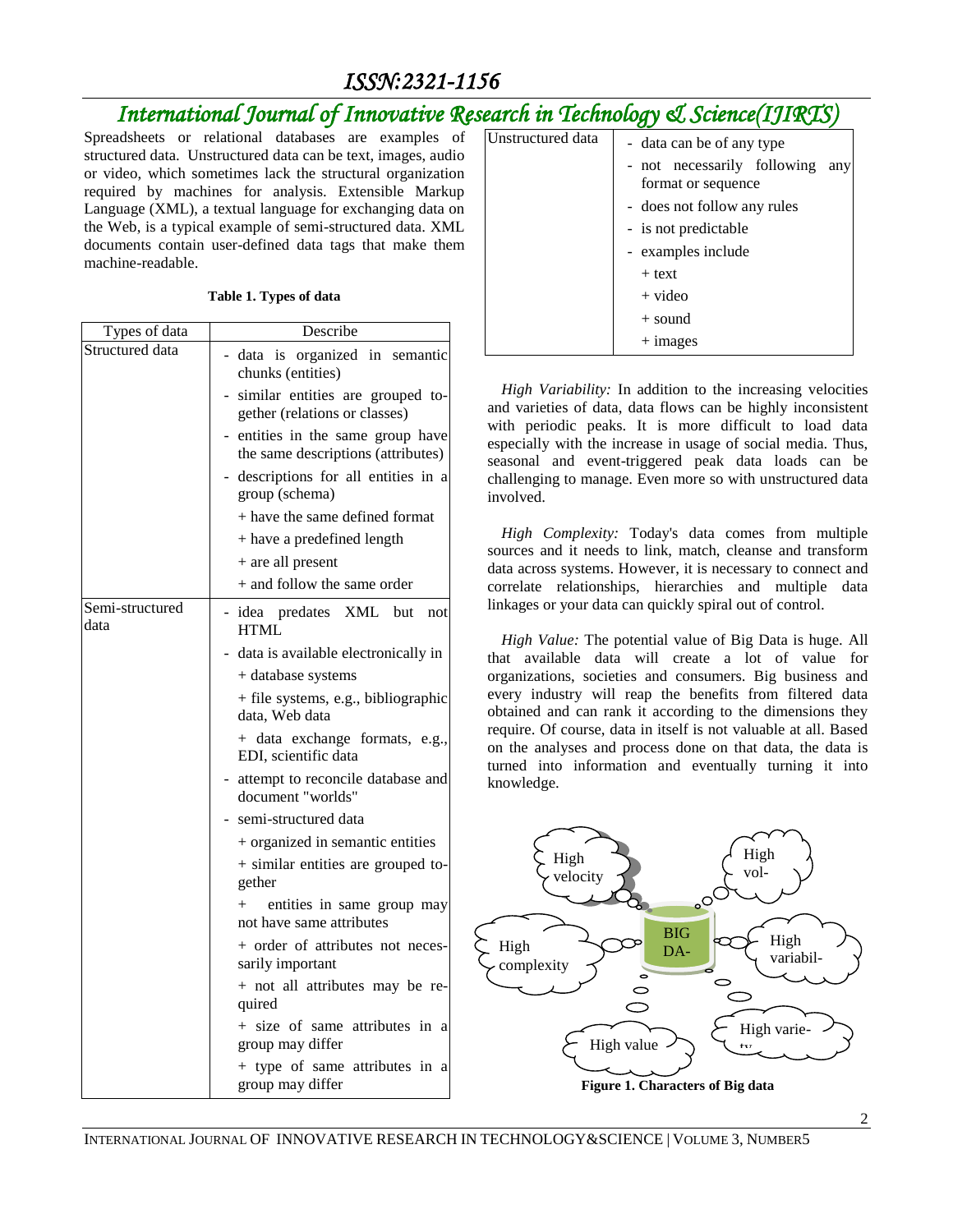Spreadsheets or relational databases are examples of structured data. Unstructured data can be text, images, audio or video, which sometimes lack the structural organization required by machines for analysis. Extensible Markup Language (XML), a textual language for exchanging data on the Web, is a typical example of semi-structured data. XML documents contain user-defined data tags that make them machine-readable.

**Table 1. Types of data**

| Types of data | Describe |
|---|---|
| Structured data | - data is organized in semantic chunks (entities)<br>- similar entities are grouped together (relations or classes)<br>- entities in the same group have the same descriptions (attributes)<br>- descriptions for all entities in a group (schema)<br>+ have the same defined format<br>+ have a predefined length<br>+ are all present<br>+ and follow the same order |
| Semi-structured data | - idea predates XML but not HTML<br>- data is available electronically in<br>+ database systems<br>+ file systems, e.g., bibliographic data, Web data<br>+ data exchange formats, e.g., EDI, scientific data<br>- attempt to reconcile database and document "worlds"<br>- semi-structured data<br>+ organized in semantic entities<br>+ similar entities are grouped together<br>+ entities in same group may not have same attributes<br>+ order of attributes not necessarily important<br>+ not all attributes may be required<br>+ size of same attributes in a group may differ<br>+ type of same attributes in a group may differ |
| Unstructured data | - data can be of any type<br>- not necessarily following any format or sequence<br>- does not follow any rules<br>- is not predictable<br>- examples include<br>+ text<br>+ video<br>+ sound<br>+ images |

*High Variability:* In addition to the increasing velocities and varieties of data, data flows can be highly inconsistent with periodic peaks. It is more difficult to load data especially with the increase in usage of social media. Thus, seasonal and event-triggered peak data loads can be challenging to manage. Even more so with unstructured data involved.

*High Complexity:* Today's data comes from multiple sources and it needs to link, match, cleanse and transform data across systems. However, it is necessary to connect and correlate relationships, hierarchies and multiple data linkages or your data can quickly spiral out of control.

*High Value:* The potential value of Big Data is huge. All that available data will create a lot of value for organizations, societies and consumers. Big business and every industry will reap the benefits from filtered data obtained and can rank it according to the dimensions they require. Of course, data in itself is not valuable at all. Based on the analyses and process done on that data, the data is turned into information and eventually turning it into knowledge.

**Figure 1. Characters of Big data**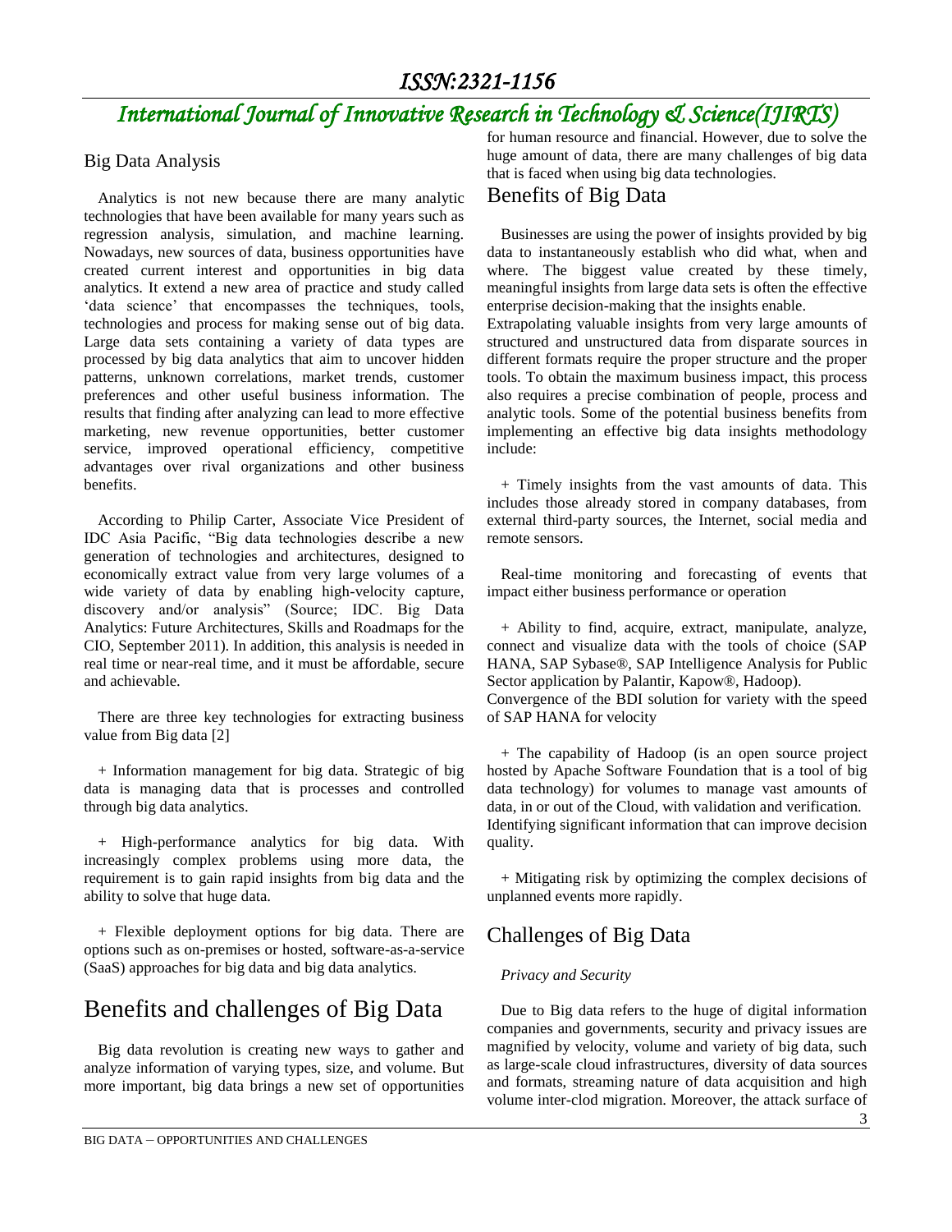## Big Data Analysis

Analytics is not new because there are many analytic technologies that have been available for many years such as regression analysis, simulation, and machine learning. Nowadays, new sources of data, business opportunities have created current interest and opportunities in big data analytics. It extend a new area of practice and study called 'data science' that encompasses the techniques, tools, technologies and process for making sense out of big data. Large data sets containing a variety of data types are processed by big data analytics that aim to uncover hidden patterns, unknown correlations, market trends, customer preferences and other useful business information. The results that finding after analyzing can lead to more effective marketing, new revenue opportunities, better customer service, improved operational efficiency, competitive advantages over rival organizations and other business benefits.

According to Philip Carter, Associate Vice President of IDC Asia Pacific, "Big data technologies describe a new generation of technologies and architectures, designed to economically extract value from very large volumes of a wide variety of data by enabling high-velocity capture, discovery and/or analysis" (Source; IDC. Big Data Analytics: Future Architectures, Skills and Roadmaps for the CIO, September 2011). In addition, this analysis is needed in real time or near-real time, and it must be affordable, secure and achievable.

There are three key technologies for extracting business value from Big data [2]

+ Information management for big data. Strategic of big data is managing data that is processes and controlled through big data analytics.

+ High-performance analytics for big data. With increasingly complex problems using more data, the requirement is to gain rapid insights from big data and the ability to solve that huge data.

+ Flexible deployment options for big data. There are options such as on-premises or hosted, software-as-a-service (SaaS) approaches for big data and big data analytics.

# Benefits and challenges of Big Data

Big data revolution is creating new ways to gather and analyze information of varying types, size, and volume. But more important, big data brings a new set of opportunities for human resource and financial. However, due to solve the huge amount of data, there are many challenges of big data that is faced when using big data technologies.

## Benefits of Big Data

Businesses are using the power of insights provided by big data to instantaneously establish who did what, when and where. The biggest value created by these timely, meaningful insights from large data sets is often the effective enterprise decision-making that the insights enable.

Extrapolating valuable insights from very large amounts of structured and unstructured data from disparate sources in different formats require the proper structure and the proper tools. To obtain the maximum business impact, this process also requires a precise combination of people, process and analytic tools. Some of the potential business benefits from implementing an effective big data insights methodology include:

+ Timely insights from the vast amounts of data. This includes those already stored in company databases, from external third-party sources, the Internet, social media and remote sensors.

Real-time monitoring and forecasting of events that impact either business performance or operation

+ Ability to find, acquire, extract, manipulate, analyze, connect and visualize data with the tools of choice (SAP HANA, SAP Sybase®, SAP Intelligence Analysis for Public Sector application by Palantir, Kapow®, Hadoop).

Convergence of the BDI solution for variety with the speed of SAP HANA for velocity

+ The capability of Hadoop (is an open source project hosted by Apache Software Foundation that is a tool of big data technology) for volumes to manage vast amounts of data, in or out of the Cloud, with validation and verification.

Identifying significant information that can improve decision quality.

+ Mitigating risk by optimizing the complex decisions of unplanned events more rapidly.

## Challenges of Big Data

*Privacy and Security*

Due to Big data refers to the huge of digital information companies and governments, security and privacy issues are magnified by velocity, volume and variety of big data, such as large-scale cloud infrastructures, diversity of data sources and formats, streaming nature of data acquisition and high volume inter-clod migration. Moreover, the attack surface of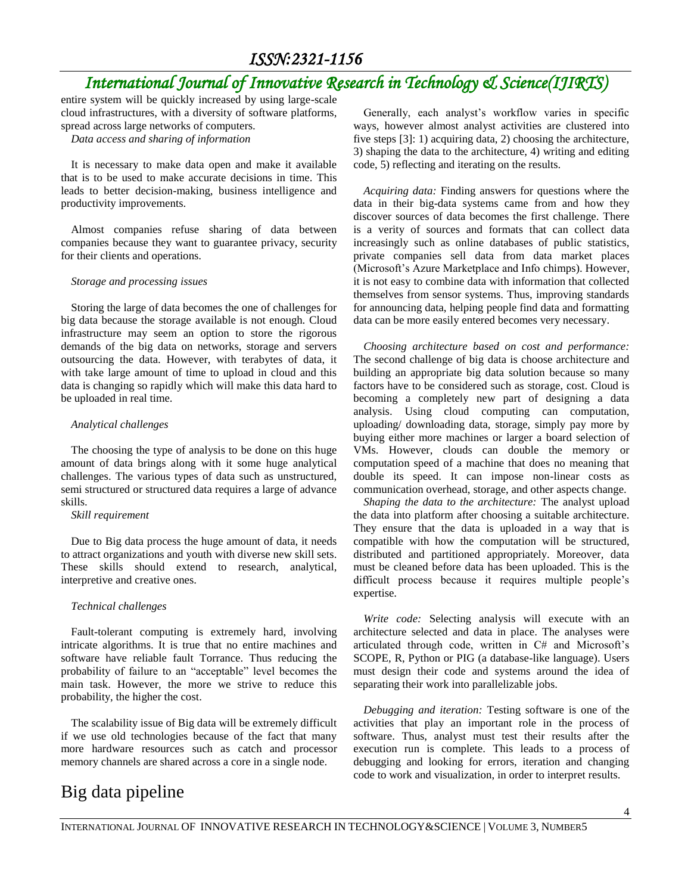entire system will be quickly increased by using large-scale cloud infrastructures, with a diversity of software platforms, spread across large networks of computers.

*Data access and sharing of information*

It is necessary to make data open and make it available that is to be used to make accurate decisions in time. This leads to better decision-making, business intelligence and productivity improvements.

Almost companies refuse sharing of data between companies because they want to guarantee privacy, security for their clients and operations.

*Storage and processing issues*

Storing the large of data becomes the one of challenges for big data because the storage available is not enough. Cloud infrastructure may seem an option to store the rigorous demands of the big data on networks, storage and servers outsourcing the data. However, with terabytes of data, it with take large amount of time to upload in cloud and this data is changing so rapidly which will make this data hard to be uploaded in real time.

*Analytical challenges*

The choosing the type of analysis to be done on this huge amount of data brings along with it some huge analytical challenges. The various types of data such as unstructured, semi structured or structured data requires a large of advance skills.

*Skill requirement*

Due to Big data process the huge amount of data, it needs to attract organizations and youth with diverse new skill sets. These skills should extend to research, analytical, interpretive and creative ones.

*Technical challenges*

Fault-tolerant computing is extremely hard, involving intricate algorithms. It is true that no entire machines and software have reliable fault Torrance. Thus reducing the probability of failure to an "acceptable" level becomes the main task. However, the more we strive to reduce this probability, the higher the cost.

The scalability issue of Big data will be extremely difficult if we use old technologies because of the fact that many more hardware resources such as catch and processor memory channels are shared across a core in a single node.

Generally, each analyst's workflow varies in specific ways, however almost analyst activities are clustered into five steps [3]: 1) acquiring data, 2) choosing the architecture, 3) shaping the data to the architecture, 4) writing and editing code, 5) reflecting and iterating on the results.

*Acquiring data:* Finding answers for questions where the data in their big-data systems came from and how they discover sources of data becomes the first challenge. There is a verity of sources and formats that can collect data increasingly such as online databases of public statistics, private companies sell data from data market places (Microsoft's Azure Marketplace and Info chimps). However, it is not easy to combine data with information that collected themselves from sensor systems. Thus, improving standards for announcing data, helping people find data and formatting data can be more easily entered becomes very necessary.

*Choosing architecture based on cost and performance:* The second challenge of big data is choose architecture and building an appropriate big data solution because so many factors have to be considered such as storage, cost. Cloud is becoming a completely new part of designing a data analysis. Using cloud computing can computation, uploading/ downloading data, storage, simply pay more by buying either more machines or larger a board selection of VMs. However, clouds can double the memory or computation speed of a machine that does no meaning that double its speed. It can impose non-linear costs as communication overhead, storage, and other aspects change.

*Shaping the data to the architecture:* The analyst upload the data into platform after choosing a suitable architecture. They ensure that the data is uploaded in a way that is compatible with how the computation will be structured, distributed and partitioned appropriately. Moreover, data must be cleaned before data has been uploaded. This is the difficult process because it requires multiple people's expertise.

*Write code:* Selecting analysis will execute with an architecture selected and data in place. The analyses were articulated through code, written in C# and Microsoft's SCOPE, R, Python or PIG (a database-like language). Users must design their code and systems around the idea of separating their work into parallelizable jobs.

*Debugging and iteration:* Testing software is one of the activities that play an important role in the process of software. Thus, analyst must test their results after the execution run is complete. This leads to a process of debugging and looking for errors, iteration and changing code to work and visualization, in order to interpret results.

# Big data pipeline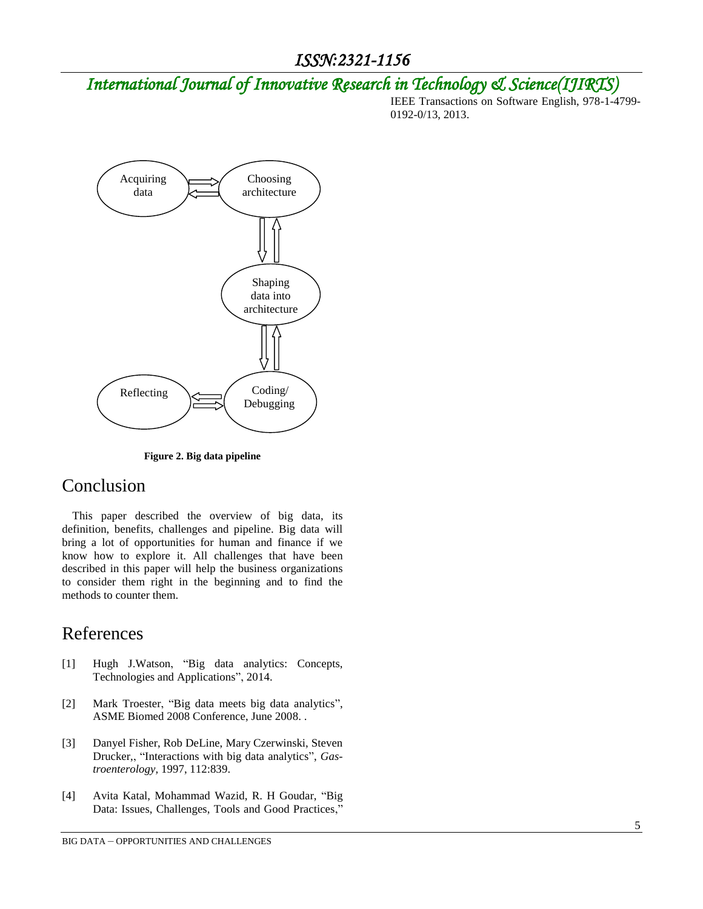IEEE Transactions on Software English, 978-1-4799-0192-0/13, 2013.

Acquiring data

Choosing architecture

Shaping data into architecture

Coding/ Debugging

Reflecting

**Figure 2. Big data pipeline**

# Conclusion

This paper described the overview of big data, its definition, benefits, challenges and pipeline. Big data will bring a lot of opportunities for human and finance if we know how to explore it. All challenges that have been described in this paper will help the business organizations to consider them right in the beginning and to find the methods to counter them.

# References

[1] Hugh J.Watson, "Big data analytics: Concepts, Technologies and Applications", 2014.

[2] Mark Troester, "Big data meets big data analytics", ASME Biomed 2008 Conference, June 2008. .

[3] Danyel Fisher, Rob DeLine, Mary Czerwinski, Steven Drucker,, "Interactions with big data analytics", *Gastroenterology,* 1997, 112:839.

[4] Avita Katal, Mohammad Wazid, R. H Goudar, "Big Data: Issues, Challenges, Tools and Good Practices,"